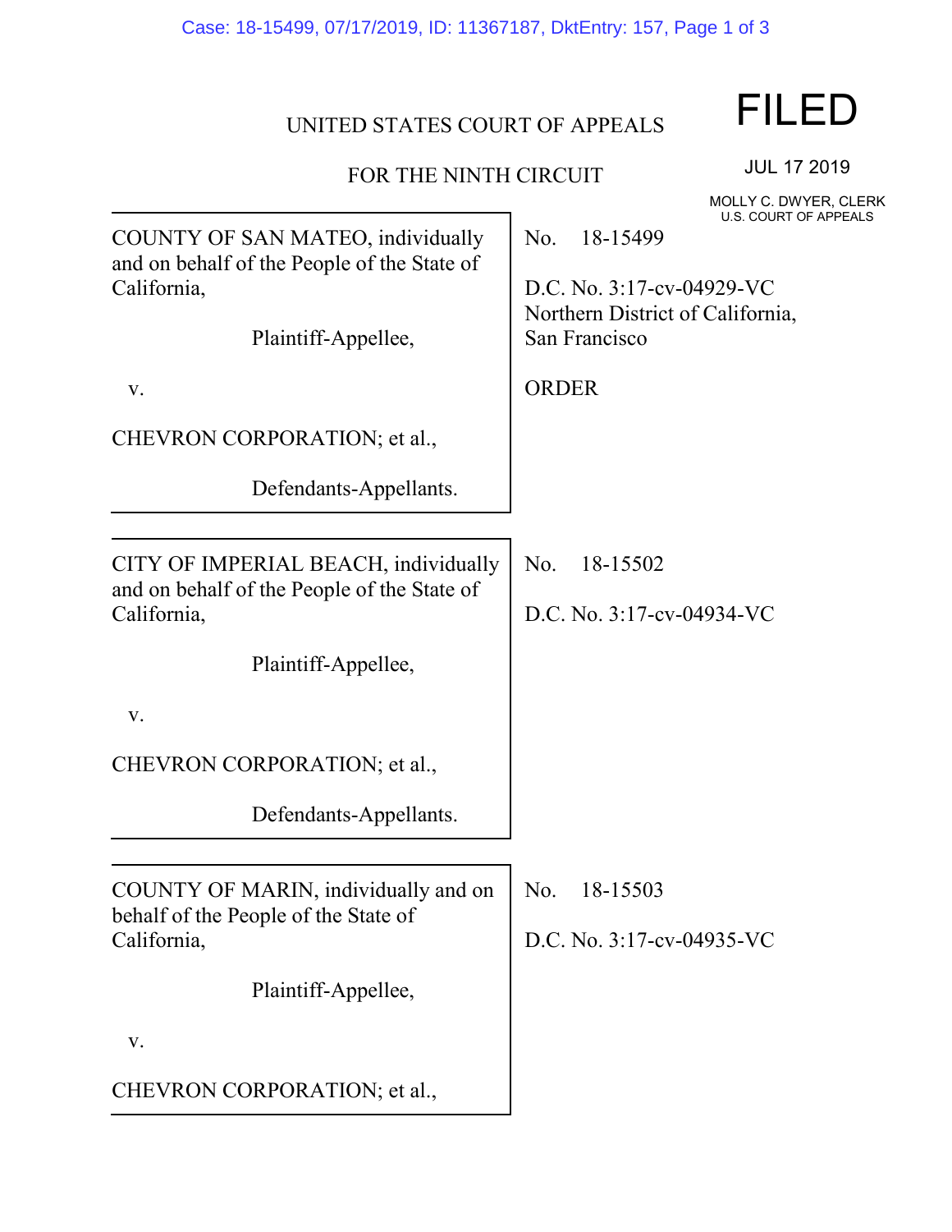UNITED STATES COURT OF APPEALS

FOR THE NINTH CIRCUIT

FILED

JUL 17 2019

MOLLY C. DWYER, CLERK
U.S. COURT OF APPEALS

COUNTY OF SAN MATEO, individually and on behalf of the People of the State of California,

Plaintiff-Appellee,

v.

CHEVRON CORPORATION; et al.,

Defendants-Appellants.

No. 18-15499

D.C. No. 3:17-cv-04929-VC
Northern District of California,
San Francisco

ORDER

---

CITY OF IMPERIAL BEACH, individually and on behalf of the People of the State of California,

Plaintiff-Appellee,

v.

CHEVRON CORPORATION; et al.,

Defendants-Appellants.

No. 18-15502

D.C. No. 3:17-cv-04934-VC

---

COUNTY OF MARIN, individually and on behalf of the People of the State of California,

Plaintiff-Appellee,

v.

CHEVRON CORPORATION; et al.,

No. 18-15503

D.C. No. 3:17-cv-04935-VC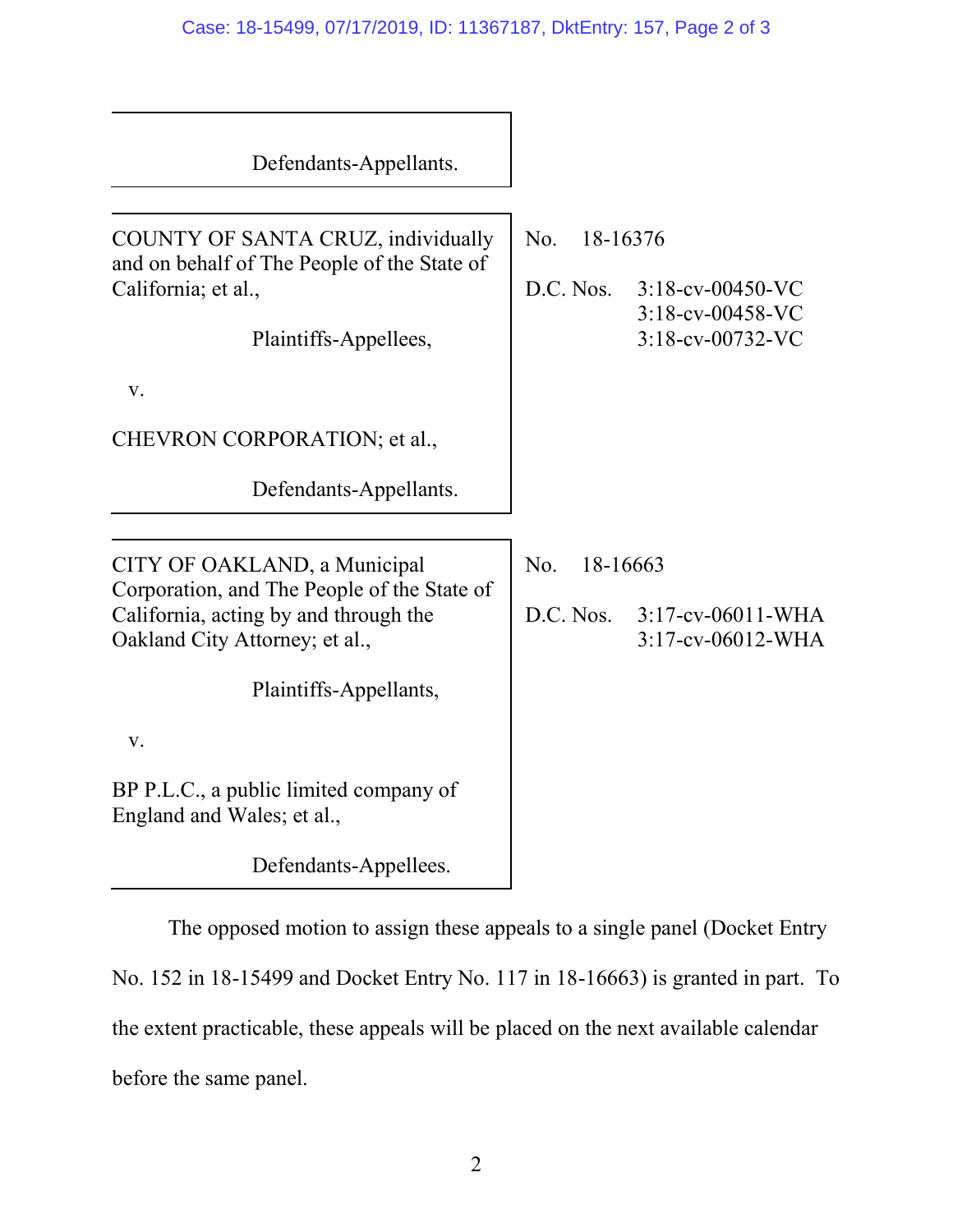Defendants-Appellants.

---

COUNTY OF SANTA CRUZ, individually and on behalf of The People of the State of California; et al.,

Plaintiffs-Appellees,

v.

CHEVRON CORPORATION; et al.,

Defendants-Appellants.

No. 18-16376

D.C. Nos. 3:18-cv-00450-VC
3:18-cv-00458-VC
3:18-cv-00732-VC

---

CITY OF OAKLAND, a Municipal Corporation, and The People of the State of California, acting by and through the Oakland City Attorney; et al.,

Plaintiffs-Appellants,

v.

BP P.L.C., a public limited company of England and Wales; et al.,

Defendants-Appellees.

No. 18-16663

D.C. Nos. 3:17-cv-06011-WHA
3:17-cv-06012-WHA

---

The opposed motion to assign these appeals to a single panel (Docket Entry No. 152 in 18-15499 and Docket Entry No. 117 in 18-16663) is granted in part. To the extent practicable, these appeals will be placed on the next available calendar before the same panel.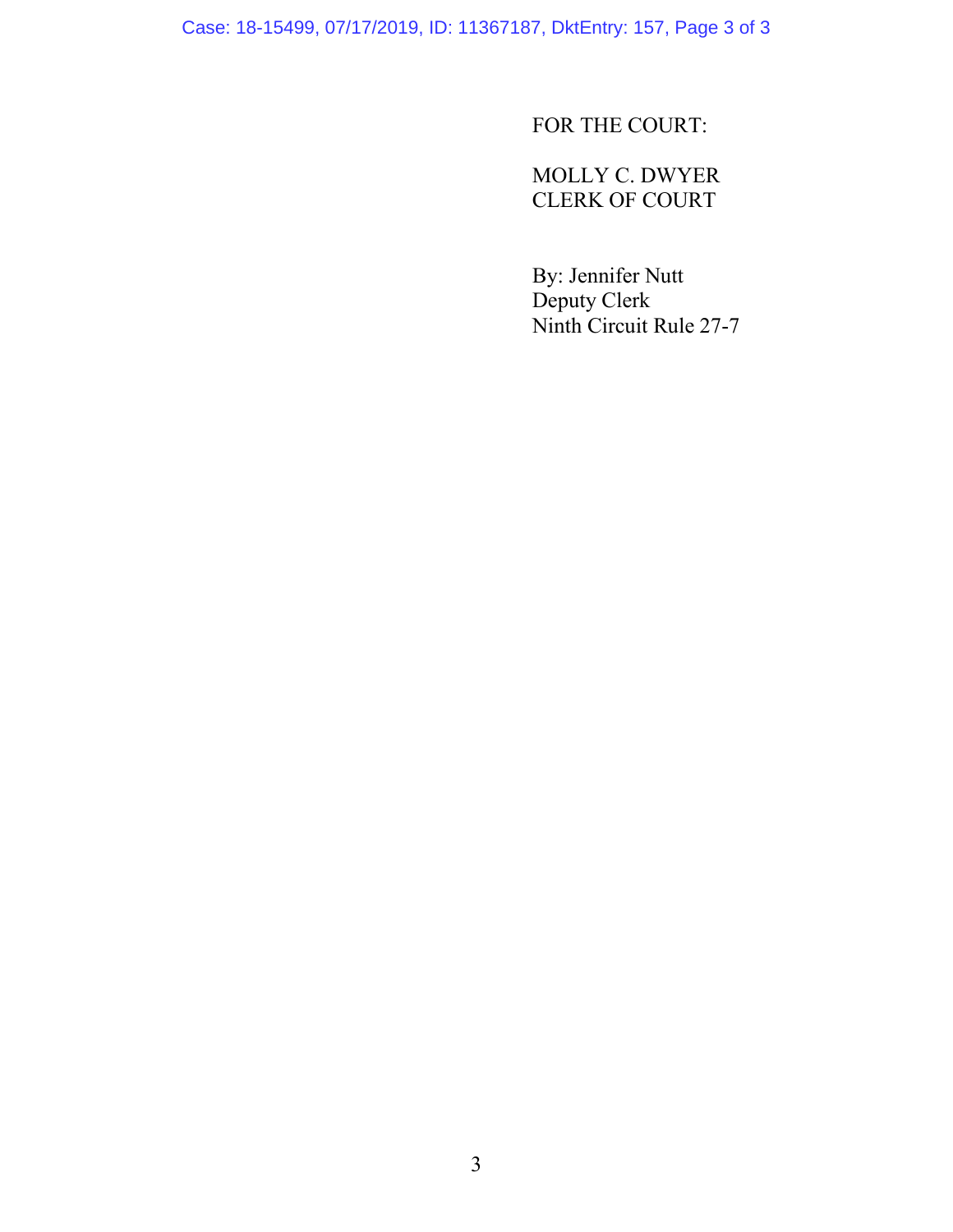FOR THE COURT:

MOLLY C. DWYER
CLERK OF COURT

By: Jennifer Nutt
Deputy Clerk
Ninth Circuit Rule 27-7